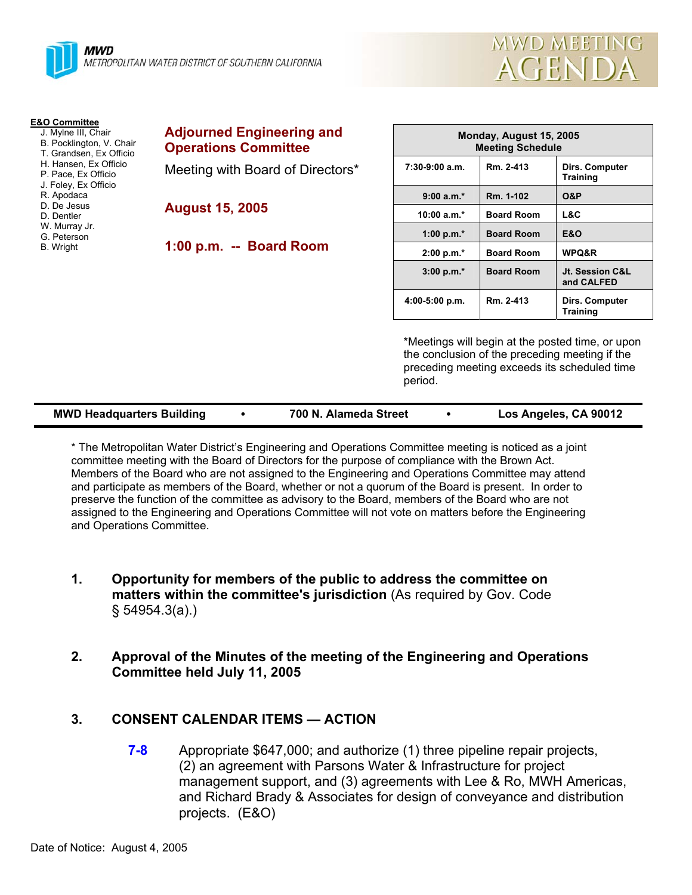**MWD**
METROPOLITAN WATER DISTRICT OF SOUTHERN CALIFORNIA

# MWD MEETING AGENDA

**E&O Committee**
- J. Mylne III, Chair
- B. Pocklington, V. Chair
- T. Grandsen, Ex Officio
- H. Hansen, Ex Officio
- P. Pace, Ex Officio
- J. Foley, Ex Officio
- R. Apodaca
- D. De Jesus
- D. Dentler
- W. Murray Jr.
- G. Peterson
- B. Wright

## Adjourned Engineering and Operations Committee

Meeting with Board of Directors*

**August 15, 2005**

**1:00 p.m. -- Board Room**

| Monday, August 15, 2005 Meeting Schedule | | |
|---|---|---|
| 7:30-9:00 a.m. | Rm. 2-413 | Dirs. Computer Training |
| 9:00 a.m.* | Rm. 1-102 | O&P |
| 10:00 a.m.* | Board Room | L&C |
| 1:00 p.m.* | Board Room | E&O |
| 2:00 p.m.* | Board Room | WPQ&R |
| 3:00 p.m.* | Board Room | Jt. Session C&L and CALFED |
| 4:00-5:00 p.m. | Rm. 2-413 | Dirs. Computer Training |

*Meetings will begin at the posted time, or upon the conclusion of the preceding meeting if the preceding meeting exceeds its scheduled time period.

**MWD Headquarters Building • 700 N. Alameda Street • Los Angeles, CA 90012**

* The Metropolitan Water District's Engineering and Operations Committee meeting is noticed as a joint committee meeting with the Board of Directors for the purpose of compliance with the Brown Act. Members of the Board who are not assigned to the Engineering and Operations Committee may attend and participate as members of the Board, whether or not a quorum of the Board is present. In order to preserve the function of the committee as advisory to the Board, members of the Board who are not assigned to the Engineering and Operations Committee will not vote on matters before the Engineering and Operations Committee.

1. **Opportunity for members of the public to address the committee on matters within the committee's jurisdiction** (As required by Gov. Code § 54954.3(a).)

2. **Approval of the Minutes of the meeting of the Engineering and Operations Committee held July 11, 2005**

3. **CONSENT CALENDAR ITEMS — ACTION**

   **7-8** Appropriate $647,000; and authorize (1) three pipeline repair projects, (2) an agreement with Parsons Water & Infrastructure for project management support, and (3) agreements with Lee & Ro, MWH Americas, and Richard Brady & Associates for design of conveyance and distribution projects. (E&O)

Date of Notice: August 4, 2005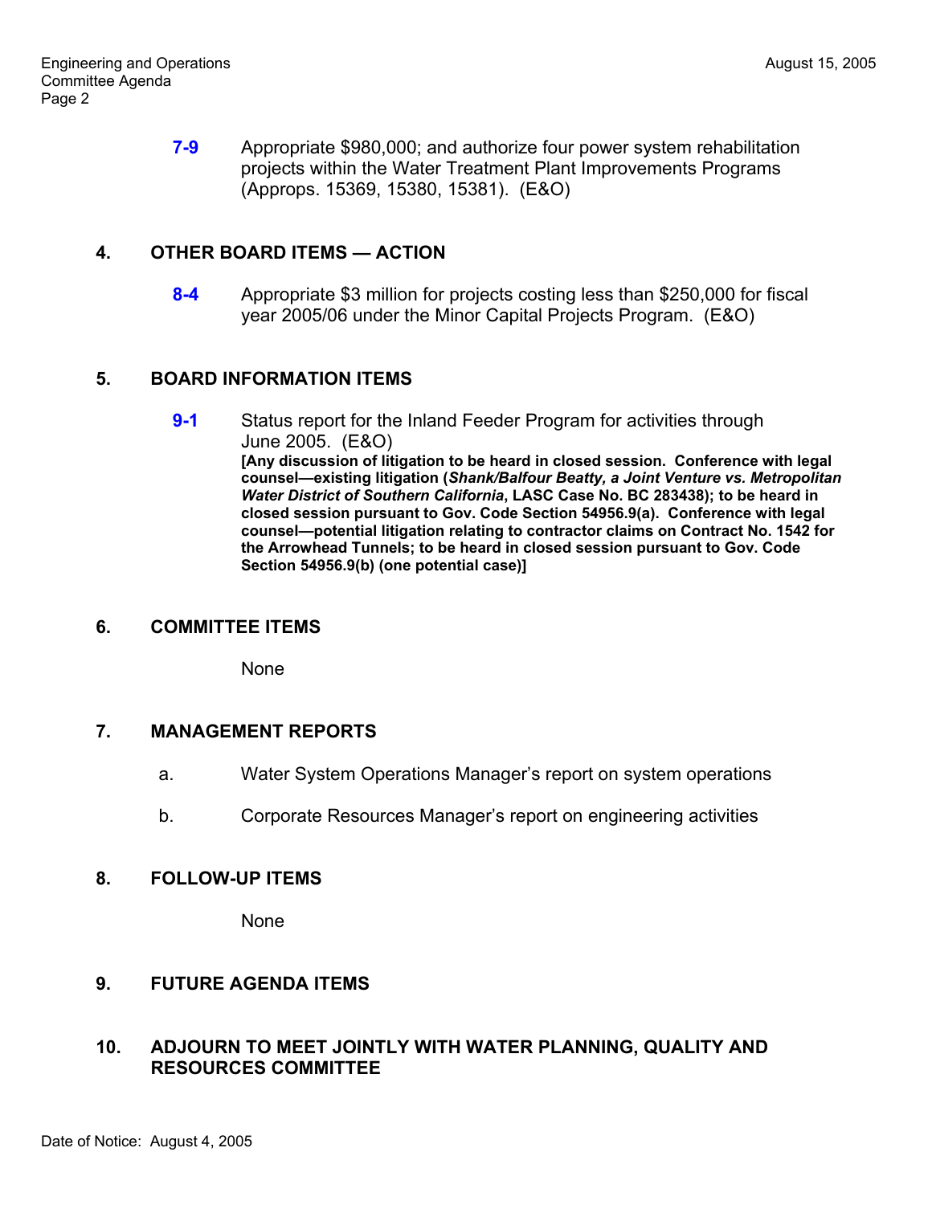**7-9** Appropriate $980,000; and authorize four power system rehabilitation projects within the Water Treatment Plant Improvements Programs (Approps. 15369, 15380, 15381). (E&O)

## 4. OTHER BOARD ITEMS — ACTION

**8-4** Appropriate $3 million for projects costing less than $250,000 for fiscal year 2005/06 under the Minor Capital Projects Program. (E&O)

## 5. BOARD INFORMATION ITEMS

**9-1** Status report for the Inland Feeder Program for activities through June 2005. (E&O)
**[Any discussion of litigation to be heard in closed session. Conference with legal counsel—existing litigation (*Shank/Balfour Beatty, a Joint Venture vs. Metropolitan Water District of Southern California*, LASC Case No. BC 283438); to be heard in closed session pursuant to Gov. Code Section 54956.9(a). Conference with legal counsel—potential litigation relating to contractor claims on Contract No. 1542 for the Arrowhead Tunnels; to be heard in closed session pursuant to Gov. Code Section 54956.9(b) (one potential case)]**

## 6. COMMITTEE ITEMS

None

## 7. MANAGEMENT REPORTS

a. Water System Operations Manager's report on system operations

b. Corporate Resources Manager's report on engineering activities

## 8. FOLLOW-UP ITEMS

None

## 9. FUTURE AGENDA ITEMS

## 10. ADJOURN TO MEET JOINTLY WITH WATER PLANNING, QUALITY AND RESOURCES COMMITTEE

Date of Notice: August 4, 2005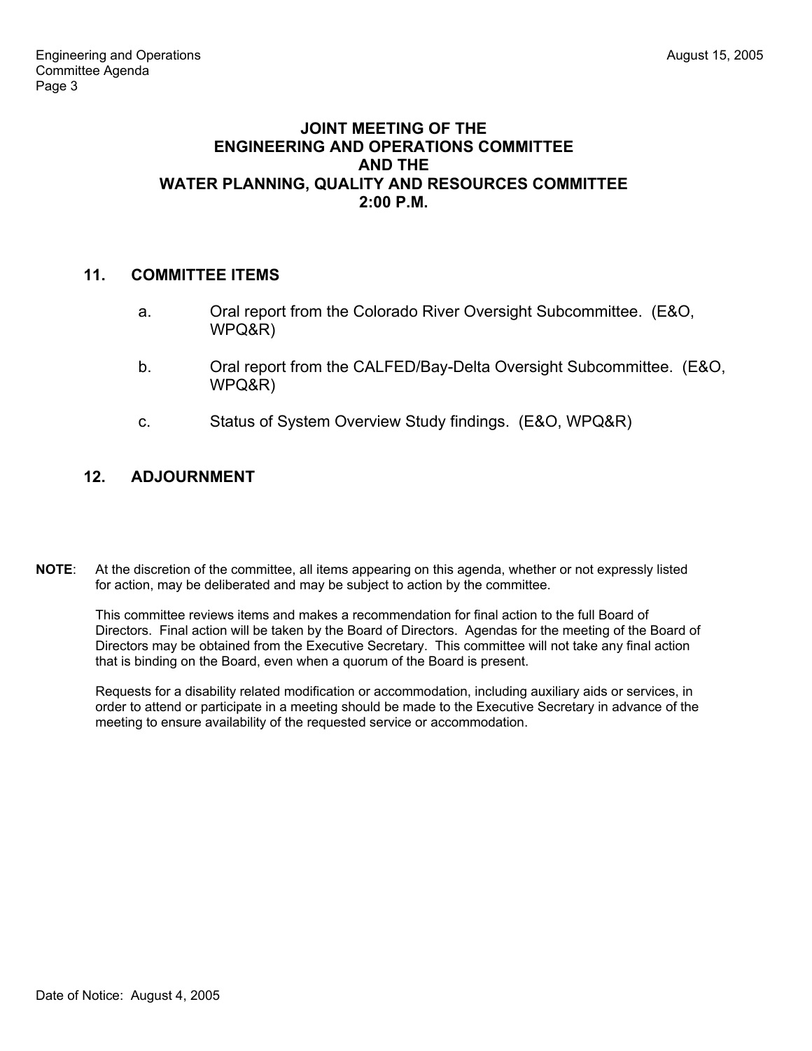## JOINT MEETING OF THE ENGINEERING AND OPERATIONS COMMITTEE AND THE WATER PLANNING, QUALITY AND RESOURCES COMMITTEE 2:00 P.M.

**11. COMMITTEE ITEMS**

a. Oral report from the Colorado River Oversight Subcommittee. (E&O, WPQ&R)

b. Oral report from the CALFED/Bay-Delta Oversight Subcommittee. (E&O, WPQ&R)

c. Status of System Overview Study findings. (E&O, WPQ&R)

**12. ADJOURNMENT**

**NOTE**: At the discretion of the committee, all items appearing on this agenda, whether or not expressly listed for action, may be deliberated and may be subject to action by the committee.

This committee reviews items and makes a recommendation for final action to the full Board of Directors. Final action will be taken by the Board of Directors. Agendas for the meeting of the Board of Directors may be obtained from the Executive Secretary. This committee will not take any final action that is binding on the Board, even when a quorum of the Board is present.

Requests for a disability related modification or accommodation, including auxiliary aids or services, in order to attend or participate in a meeting should be made to the Executive Secretary in advance of the meeting to ensure availability of the requested service or accommodation.

Date of Notice: August 4, 2005